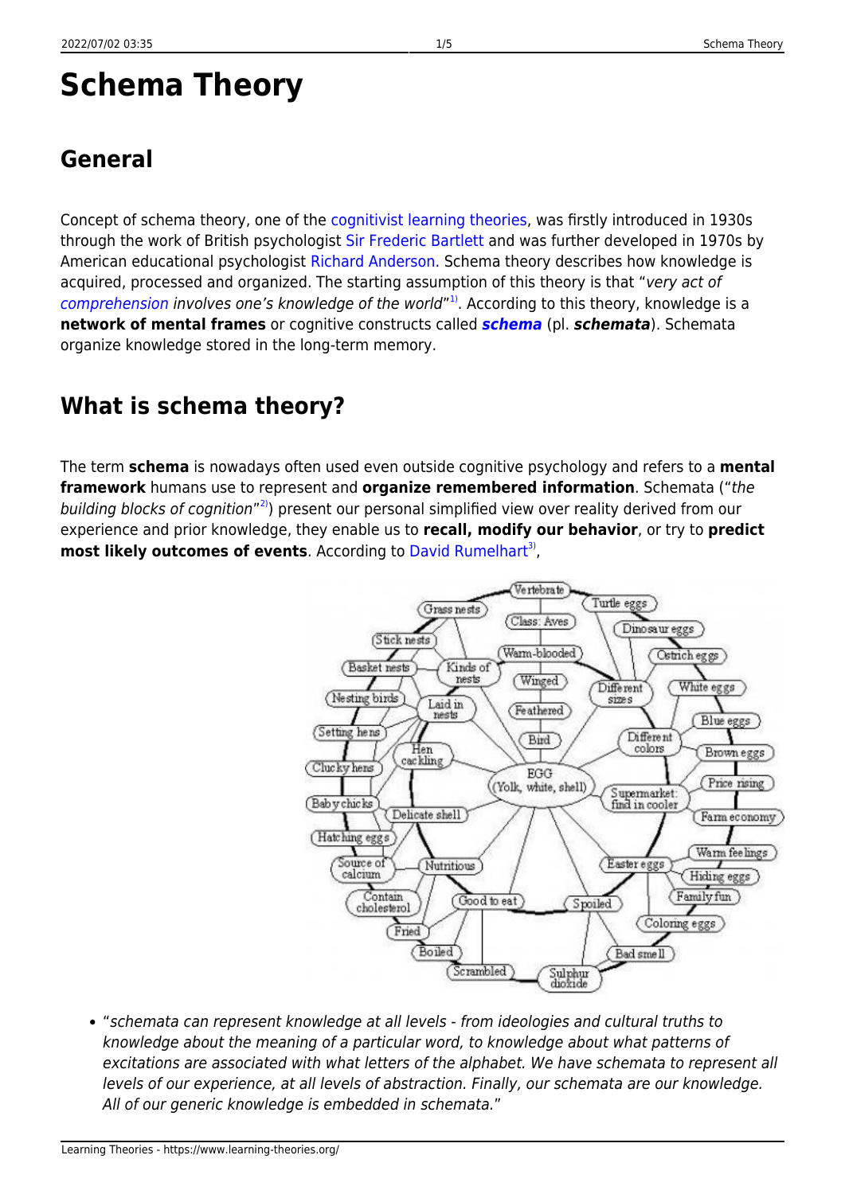# Schema Theory

## General

Concept of schema theory, one of the cognitivist learning theories, was firstly introduced in 1930s through the work of British psychologist Sir Frederic Bartlett and was further developed in 1970s by American educational psychologist Richard Anderson. Schema theory describes how knowledge is acquired, processed and organized. The starting assumption of this theory is that "*very act of comprehension involves one's knowledge of the world*"[1]. According to this theory, knowledge is a **network of mental frames** or cognitive constructs called ***schema*** (pl. ***schemata***). Schemata organize knowledge stored in the long-term memory.

## What is schema theory?

The term **schema** is nowadays often used even outside cognitive psychology and refers to a **mental framework** humans use to represent and **organize remembered information**. Schemata ("*the building blocks of cognition*"[2]) present our personal simplified view over reality derived from our experience and prior knowledge, they enable us to **recall, modify our behavior**, or try to **predict most likely outcomes of events**. According to David Rumelhart[3],

- "*schemata can represent knowledge at all levels - from ideologies and cultural truths to knowledge about the meaning of a particular word, to knowledge about what patterns of excitations are associated with what letters of the alphabet. We have schemata to represent all levels of our experience, at all levels of abstraction. Finally, our schemata are our knowledge. All of our generic knowledge is embedded in schemata.*"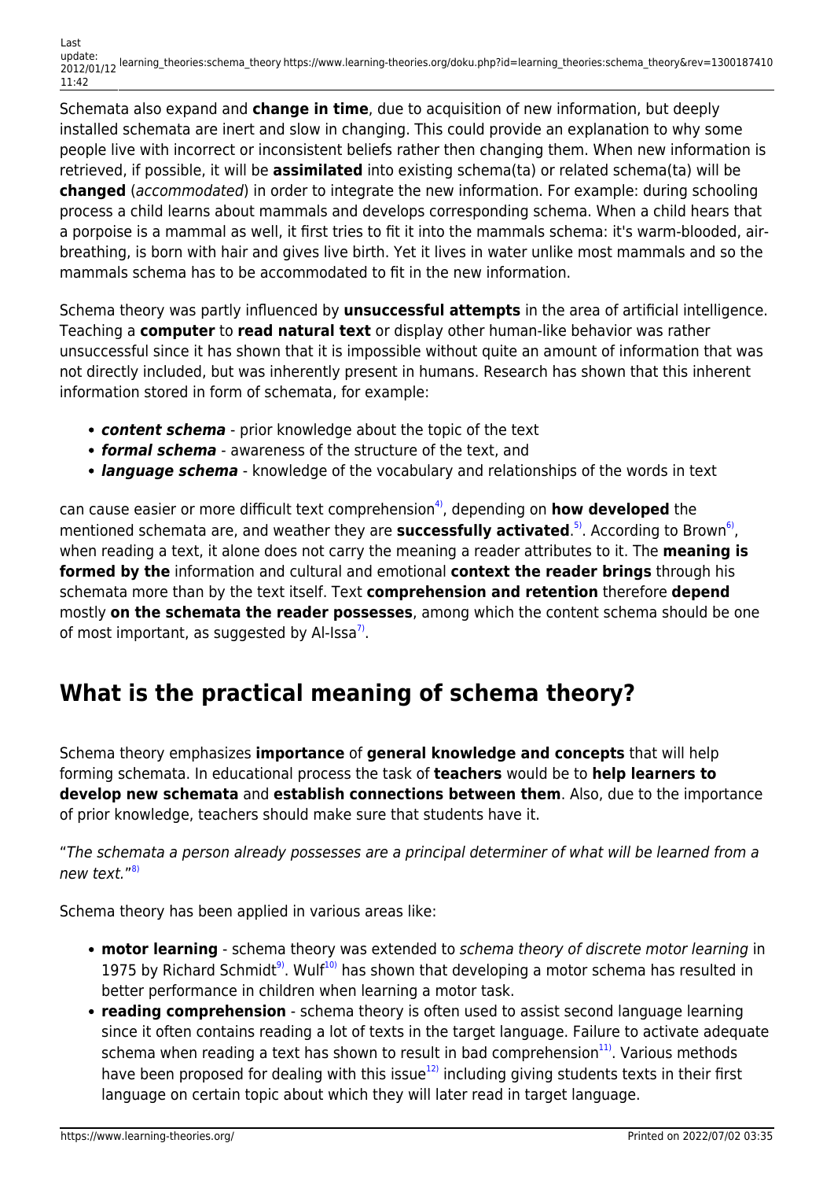Schemata also expand and **change in time**, due to acquisition of new information, but deeply installed schemata are inert and slow in changing. This could provide an explanation to why some people live with incorrect or inconsistent beliefs rather then changing them. When new information is retrieved, if possible, it will be **assimilated** into existing schema(ta) or related schema(ta) will be **changed** (*accommodated*) in order to integrate the new information. For example: during schooling process a child learns about mammals and develops corresponding schema. When a child hears that a porpoise is a mammal as well, it first tries to fit it into the mammals schema: it's warm-blooded, air-breathing, is born with hair and gives live birth. Yet it lives in water unlike most mammals and so the mammals schema has to be accommodated to fit in the new information.

Schema theory was partly influenced by **unsuccessful attempts** in the area of artificial intelligence. Teaching a **computer** to **read natural text** or display other human-like behavior was rather unsuccessful since it has shown that it is impossible without quite an amount of information that was not directly included, but was inherently present in humans. Research has shown that this inherent information stored in form of schemata, for example:

- ***content schema*** - prior knowledge about the topic of the text
- ***formal schema*** - awareness of the structure of the text, and
- ***language schema*** - knowledge of the vocabulary and relationships of the words in text

can cause easier or more difficult text comprehension[4], depending on **how developed** the mentioned schemata are, and weather they are **successfully activated**.[5]. According to Brown[6], when reading a text, it alone does not carry the meaning a reader attributes to it. The **meaning is formed by the** information and cultural and emotional **context the reader brings** through his schemata more than by the text itself. Text **comprehension and retention** therefore **depend** mostly **on the schemata the reader possesses**, among which the content schema should be one of most important, as suggested by Al-Issa[7].

## What is the practical meaning of schema theory?

Schema theory emphasizes **importance** of **general knowledge and concepts** that will help forming schemata. In educational process the task of **teachers** would be to **help learners to develop new schemata** and **establish connections between them**. Also, due to the importance of prior knowledge, teachers should make sure that students have it.

"*The schemata a person already possesses are a principal determiner of what will be learned from a new text.*"[8]

Schema theory has been applied in various areas like:

- **motor learning** - schema theory was extended to *schema theory of discrete motor learning* in 1975 by Richard Schmidt[9]. Wulf[10] has shown that developing a motor schema has resulted in better performance in children when learning a motor task.
- **reading comprehension** - schema theory is often used to assist second language learning since it often contains reading a lot of texts in the target language. Failure to activate adequate schema when reading a text has shown to result in bad comprehension[11]. Various methods have been proposed for dealing with this issue[12] including giving students texts in their first language on certain topic about which they will later read in target language.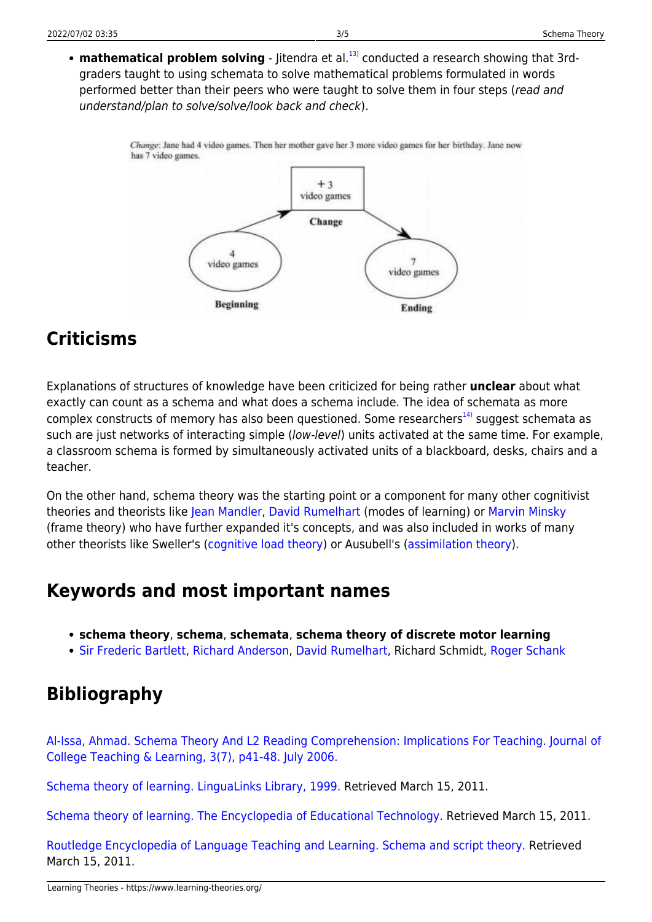- **mathematical problem solving** - Jitendra et al.[13] conducted a research showing that 3rd-graders taught to using schemata to solve mathematical problems formulated in words performed better than their peers who were taught to solve them in four steps (*read and understand/plan to solve/solve/look back and check*).

*Change*: Jane had 4 video games. Then her mother gave her 3 more video games for her birthday. Jane now has 7 video games.

+3 video games — Change

4 video games — Beginning

7 video games — Ending

## Criticisms

Explanations of structures of knowledge have been criticized for being rather **unclear** about what exactly can count as a schema and what does a schema include. The idea of schemata as more complex constructs of memory has also been questioned. Some researchers[14] suggest schemata as such are just networks of interacting simple (*low-level*) units activated at the same time. For example, a classroom schema is formed by simultaneously activated units of a blackboard, desks, chairs and a teacher.

On the other hand, schema theory was the starting point or a component for many other cognitivist theories and theorists like Jean Mandler, David Rumelhart (modes of learning) or Marvin Minsky (frame theory) who have further expanded it's concepts, and was also included in works of many other theorists like Sweller's (cognitive load theory) or Ausubell's (assimilation theory).

## Keywords and most important names

- **schema theory**, **schema**, **schemata**, **schema theory of discrete motor learning**
- Sir Frederic Bartlett, Richard Anderson, David Rumelhart, Richard Schmidt, Roger Schank

## Bibliography

Al-Issa, Ahmad. Schema Theory And L2 Reading Comprehension: Implications For Teaching. Journal of College Teaching & Learning, 3(7), p41-48. July 2006.

Schema theory of learning. LinguaLinks Library, 1999. Retrieved March 15, 2011.

Schema theory of learning. The Encyclopedia of Educational Technology. Retrieved March 15, 2011.

Routledge Encyclopedia of Language Teaching and Learning. Schema and script theory. Retrieved March 15, 2011.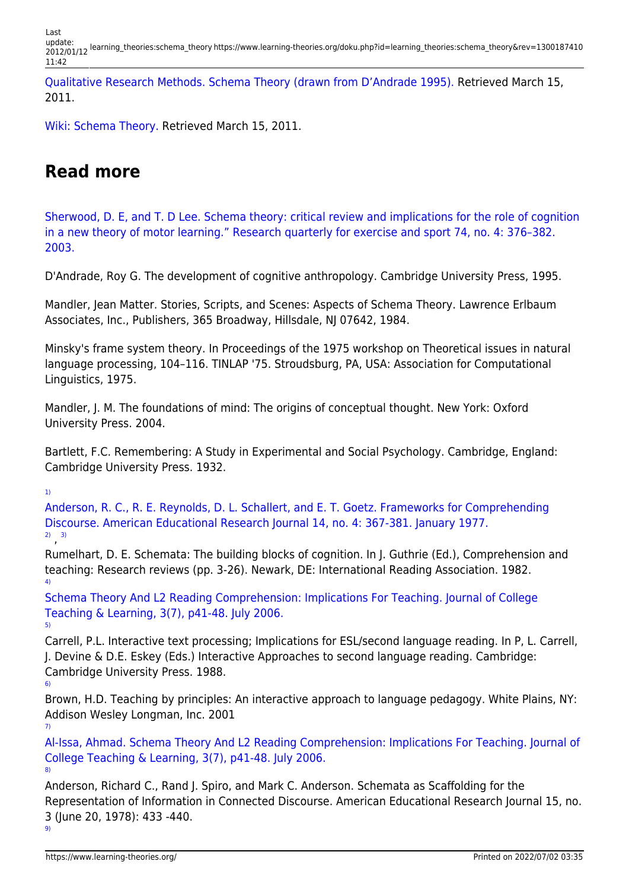Qualitative Research Methods. Schema Theory (drawn from D'Andrade 1995). Retrieved March 15, 2011.

Wiki: Schema Theory. Retrieved March 15, 2011.

## Read more

Sherwood, D. E, and T. D Lee. Schema theory: critical review and implications for the role of cognition in a new theory of motor learning." Research quarterly for exercise and sport 74, no. 4: 376–382. 2003.

D'Andrade, Roy G. The development of cognitive anthropology. Cambridge University Press, 1995.

Mandler, Jean Matter. Stories, Scripts, and Scenes: Aspects of Schema Theory. Lawrence Erlbaum Associates, Inc., Publishers, 365 Broadway, Hillsdale, NJ 07642, 1984.

Minsky's frame system theory. In Proceedings of the 1975 workshop on Theoretical issues in natural language processing, 104–116. TINLAP '75. Stroudsburg, PA, USA: Association for Computational Linguistics, 1975.

Mandler, J. M. The foundations of mind: The origins of conceptual thought. New York: Oxford University Press. 2004.

Bartlett, F.C. Remembering: A Study in Experimental and Social Psychology. Cambridge, England: Cambridge University Press. 1932.

[1] Anderson, R. C., R. E. Reynolds, D. L. Schallert, and E. T. Goetz. Frameworks for Comprehending Discourse. American Educational Research Journal 14, no. 4: 367-381. January 1977.

[2], [3] Rumelhart, D. E. Schemata: The building blocks of cognition. In J. Guthrie (Ed.), Comprehension and teaching: Research reviews (pp. 3-26). Newark, DE: International Reading Association. 1982.

[4] Schema Theory And L2 Reading Comprehension: Implications For Teaching. Journal of College Teaching & Learning, 3(7), p41-48. July 2006.

[5] Carrell, P.L. Interactive text processing; Implications for ESL/second language reading. In P, L. Carrell, J. Devine & D.E. Eskey (Eds.) Interactive Approaches to second language reading. Cambridge: Cambridge University Press. 1988.

[6] Brown, H.D. Teaching by principles: An interactive approach to language pedagogy. White Plains, NY: Addison Wesley Longman, Inc. 2001

[7] Al-Issa, Ahmad. Schema Theory And L2 Reading Comprehension: Implications For Teaching. Journal of College Teaching & Learning, 3(7), p41-48. July 2006.

[8] Anderson, Richard C., Rand J. Spiro, and Mark C. Anderson. Schemata as Scaffolding for the Representation of Information in Connected Discourse. American Educational Research Journal 15, no. 3 (June 20, 1978): 433 -440.

[9]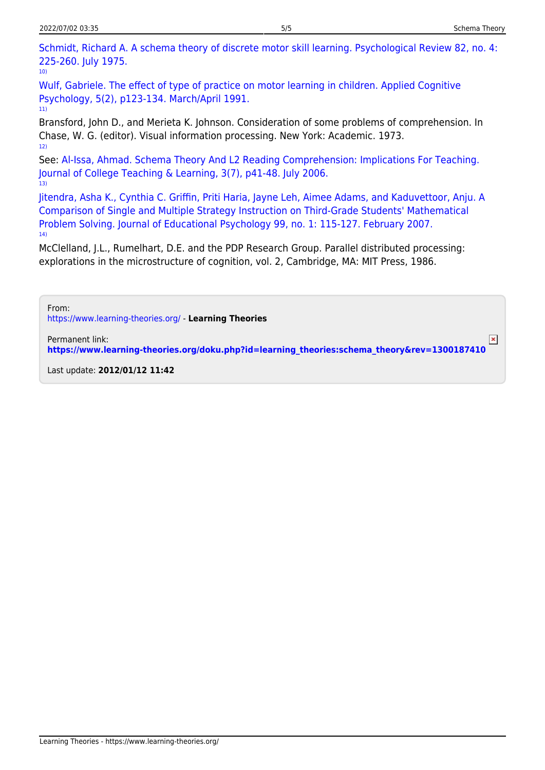Schmidt, Richard A. A schema theory of discrete motor skill learning. Psychological Review 82, no. 4: 225-260. July 1975.

[10] Wulf, Gabriele. The effect of type of practice on motor learning in children. Applied Cognitive Psychology, 5(2), p123-134. March/April 1991.

[11] Bransford, John D., and Merieta K. Johnson. Consideration of some problems of comprehension. In Chase, W. G. (editor). Visual information processing. New York: Academic. 1973.

[12] See: Al-Issa, Ahmad. Schema Theory And L2 Reading Comprehension: Implications For Teaching. Journal of College Teaching & Learning, 3(7), p41-48. July 2006.

[13] Jitendra, Asha K., Cynthia C. Griffin, Priti Haria, Jayne Leh, Aimee Adams, and Kaduvettoor, Anju. A Comparison of Single and Multiple Strategy Instruction on Third-Grade Students' Mathematical Problem Solving. Journal of Educational Psychology 99, no. 1: 115-127. February 2007.

[14] McClelland, J.L., Rumelhart, D.E. and the PDP Research Group. Parallel distributed processing: explorations in the microstructure of cognition, vol. 2, Cambridge, MA: MIT Press, 1986.

From:
https://www.learning-theories.org/ - **Learning Theories**

Permanent link:
**https://www.learning-theories.org/doku.php?id=learning_theories:schema_theory&rev=1300187410**

Last update: **2012/01/12 11:42**